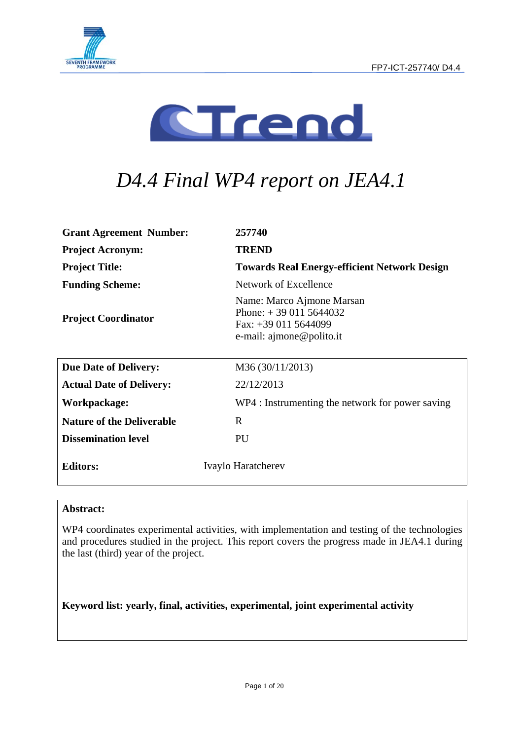# D4.4 Final WP4 report on JEA4.1

| | |
|---|---|
| **Grant Agreement Number:** | **257740** |
| **Project Acronym:** | **TREND** |
| **Project Title:** | **Towards Real Energy-efficient Network Design** |
| **Funding Scheme:** | Network of Excellence |
| **Project Coordinator** | Name: Marco Ajmone Marsan<br>Phone: + 39 011 5644032<br>Fax: +39 011 5644099<br>e-mail: ajmone@polito.it |

| | |
|---|---|
| **Due Date of Delivery:** | M36 (30/11/2013) |
| **Actual Date of Delivery:** | 22/12/2013 |
| **Workpackage:** | WP4 : Instrumenting the network for power saving |
| **Nature of the Deliverable** | R |
| **Dissemination level** | PU |
| **Editors:** | Ivaylo Haratcherev |

**Abstract:**

WP4 coordinates experimental activities, with implementation and testing of the technologies and procedures studied in the project. This report covers the progress made in JEA4.1 during the last (third) year of the project.

**Keyword list: yearly, final, activities, experimental, joint experimental activity**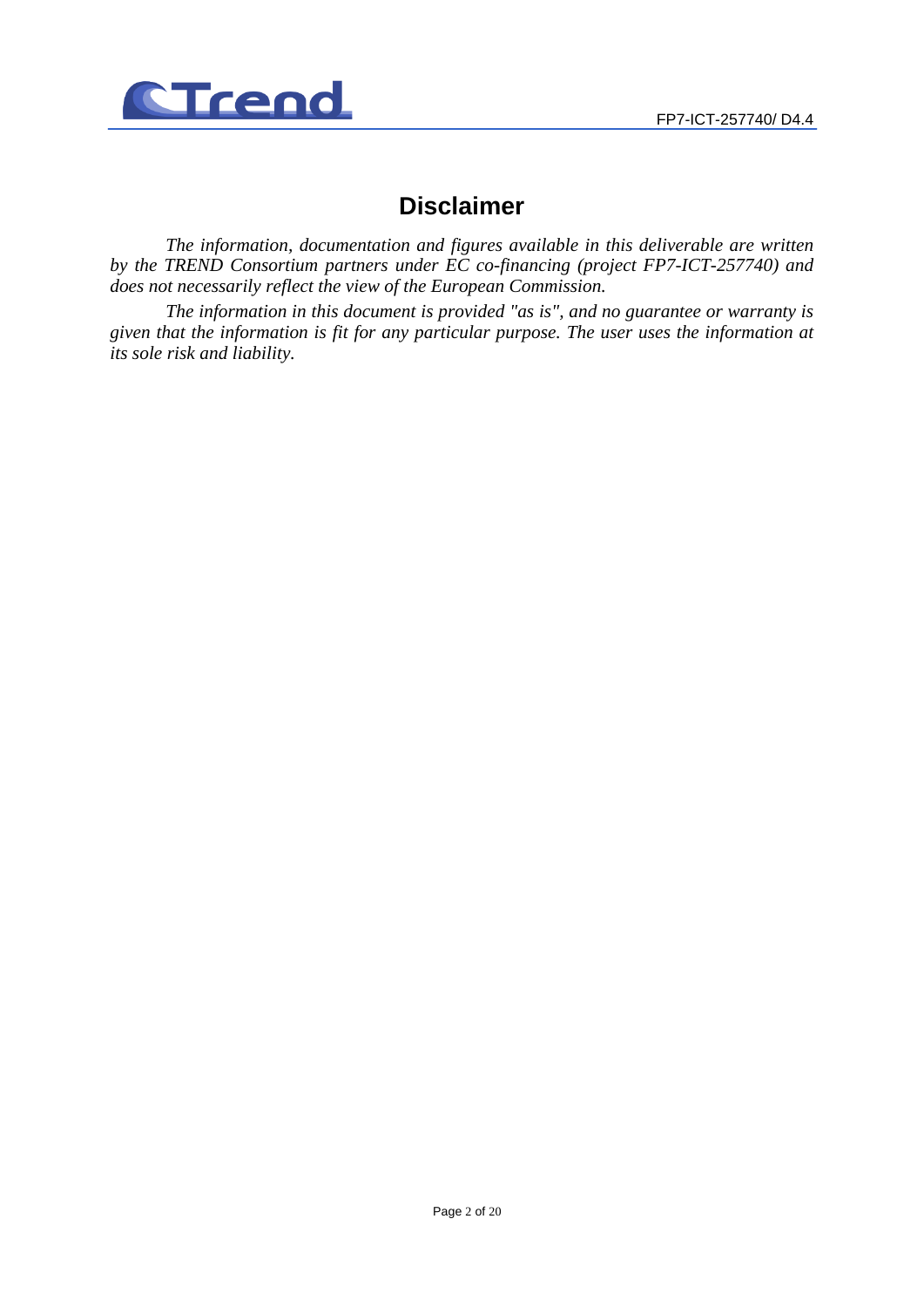# Disclaimer

*The information, documentation and figures available in this deliverable are written by the TREND Consortium partners under EC co-financing (project FP7-ICT-257740) and does not necessarily reflect the view of the European Commission.*

*The information in this document is provided "as is", and no guarantee or warranty is given that the information is fit for any particular purpose. The user uses the information at its sole risk and liability.*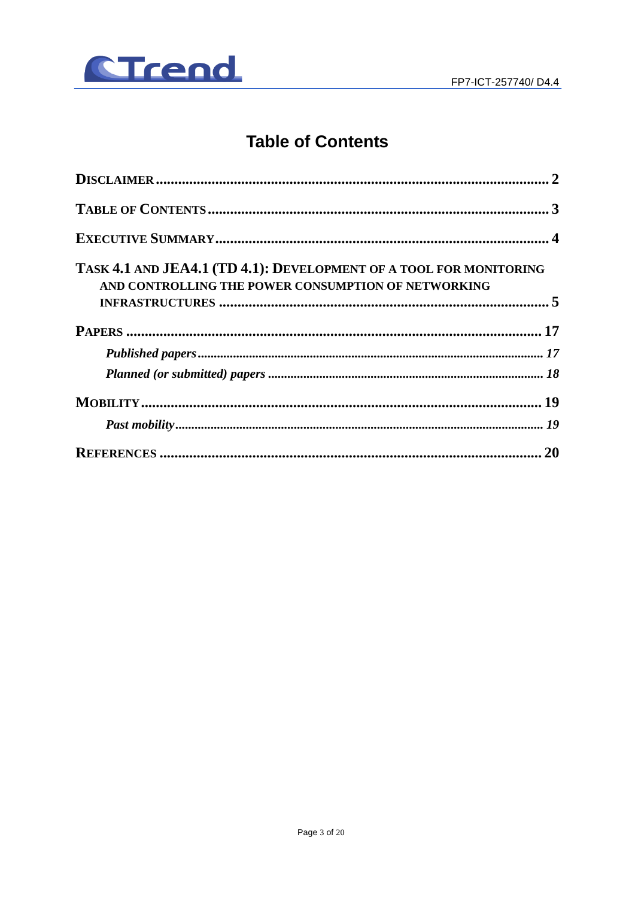# Table of Contents

**DISCLAIMER** .......... **2**

**TABLE OF CONTENTS** .......... **3**

**EXECUTIVE SUMMARY** .......... **4**

**TASK 4.1 AND JEA4.1 (TD 4.1): DEVELOPMENT OF A TOOL FOR MONITORING AND CONTROLLING THE POWER CONSUMPTION OF NETWORKING INFRASTRUCTURES** .......... **5**

**PAPERS** .......... **17**

- ***Published papers*** .......... ***17***
- ***Planned (or submitted) papers*** .......... ***18***

**MOBILITY** .......... **19**

- ***Past mobility*** .......... ***19***

**REFERENCES** .......... **20**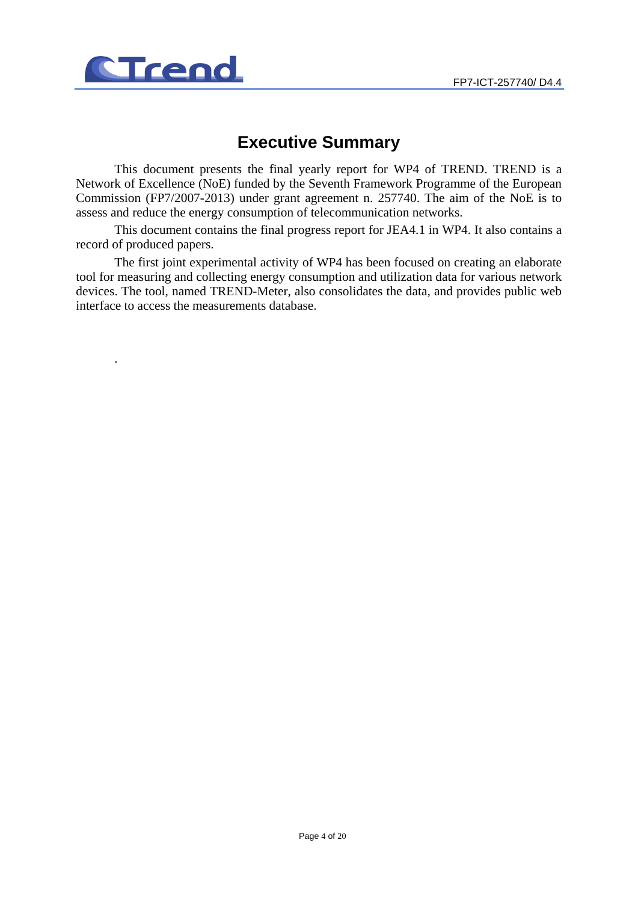# Executive Summary

This document presents the final yearly report for WP4 of TREND. TREND is a Network of Excellence (NoE) funded by the Seventh Framework Programme of the European Commission (FP7/2007-2013) under grant agreement n. 257740. The aim of the NoE is to assess and reduce the energy consumption of telecommunication networks.

This document contains the final progress report for JEA4.1 in WP4. It also contains a record of produced papers.

The first joint experimental activity of WP4 has been focused on creating an elaborate tool for measuring and collecting energy consumption and utilization data for various network devices. The tool, named TREND-Meter, also consolidates the data, and provides public web interface to access the measurements database.

.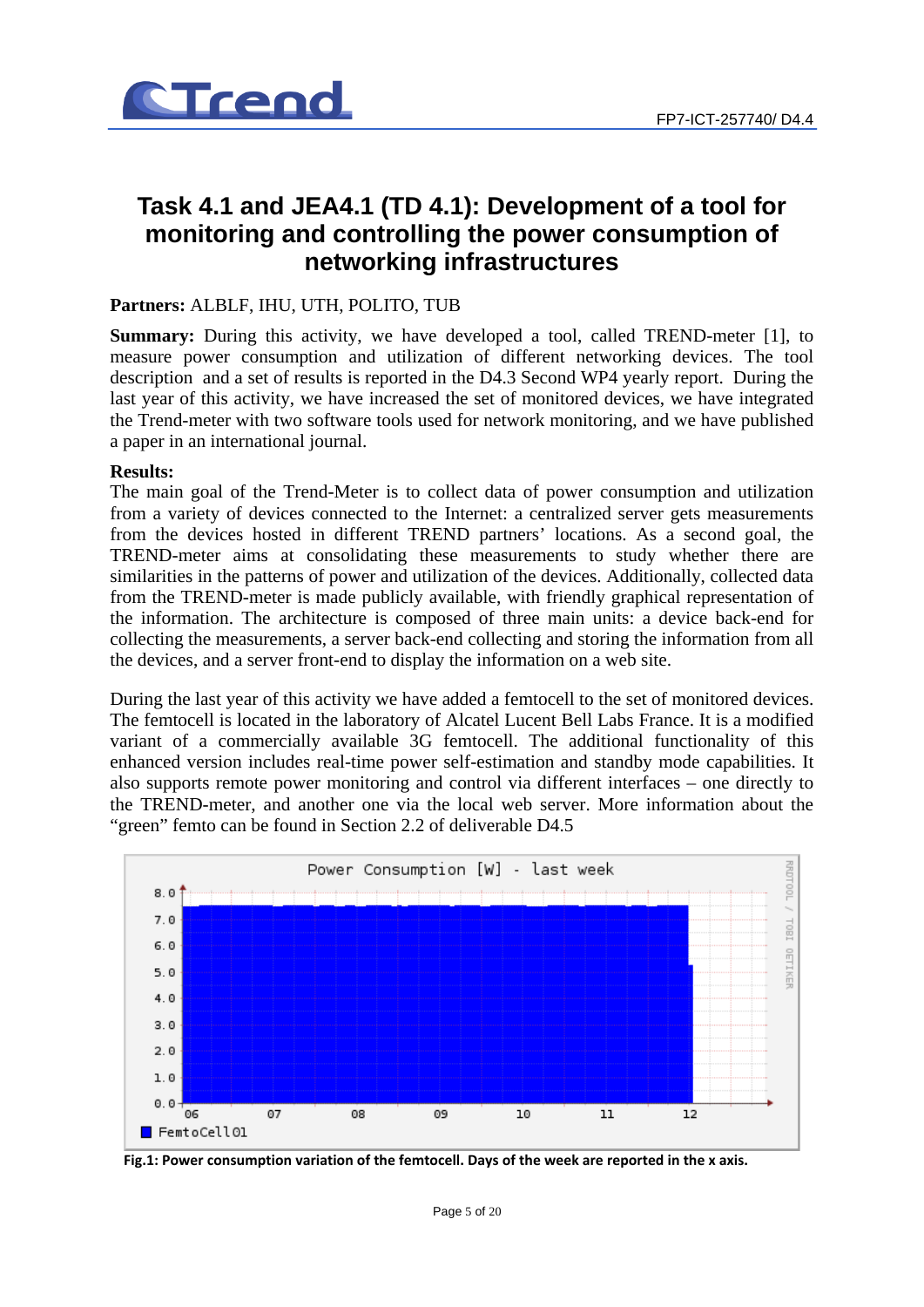# Task 4.1 and JEA4.1 (TD 4.1): Development of a tool for monitoring and controlling the power consumption of networking infrastructures

**Partners:** ALBLF, IHU, UTH, POLITO, TUB

**Summary:** During this activity, we have developed a tool, called TREND-meter [1], to measure power consumption and utilization of different networking devices. The tool description and a set of results is reported in the D4.3 Second WP4 yearly report. During the last year of this activity, we have increased the set of monitored devices, we have integrated the Trend-meter with two software tools used for network monitoring, and we have published a paper in an international journal.

**Results:**

The main goal of the Trend-Meter is to collect data of power consumption and utilization from a variety of devices connected to the Internet: a centralized server gets measurements from the devices hosted in different TREND partners' locations. As a second goal, the TREND-meter aims at consolidating these measurements to study whether there are similarities in the patterns of power and utilization of the devices. Additionally, collected data from the TREND-meter is made publicly available, with friendly graphical representation of the information. The architecture is composed of three main units: a device back-end for collecting the measurements, a server back-end collecting and storing the information from all the devices, and a server front-end to display the information on a web site.

During the last year of this activity we have added a femtocell to the set of monitored devices. The femtocell is located in the laboratory of Alcatel Lucent Bell Labs France. It is a modified variant of a commercially available 3G femtocell. The additional functionality of this enhanced version includes real-time power self-estimation and standby mode capabilities. It also supports remote power monitoring and control via different interfaces – one directly to the TREND-meter, and another one via the local web server. More information about the "green" femto can be found in Section 2.2 of deliverable D4.5

**Fig.1: Power consumption variation of the femtocell. Days of the week are reported in the x axis.**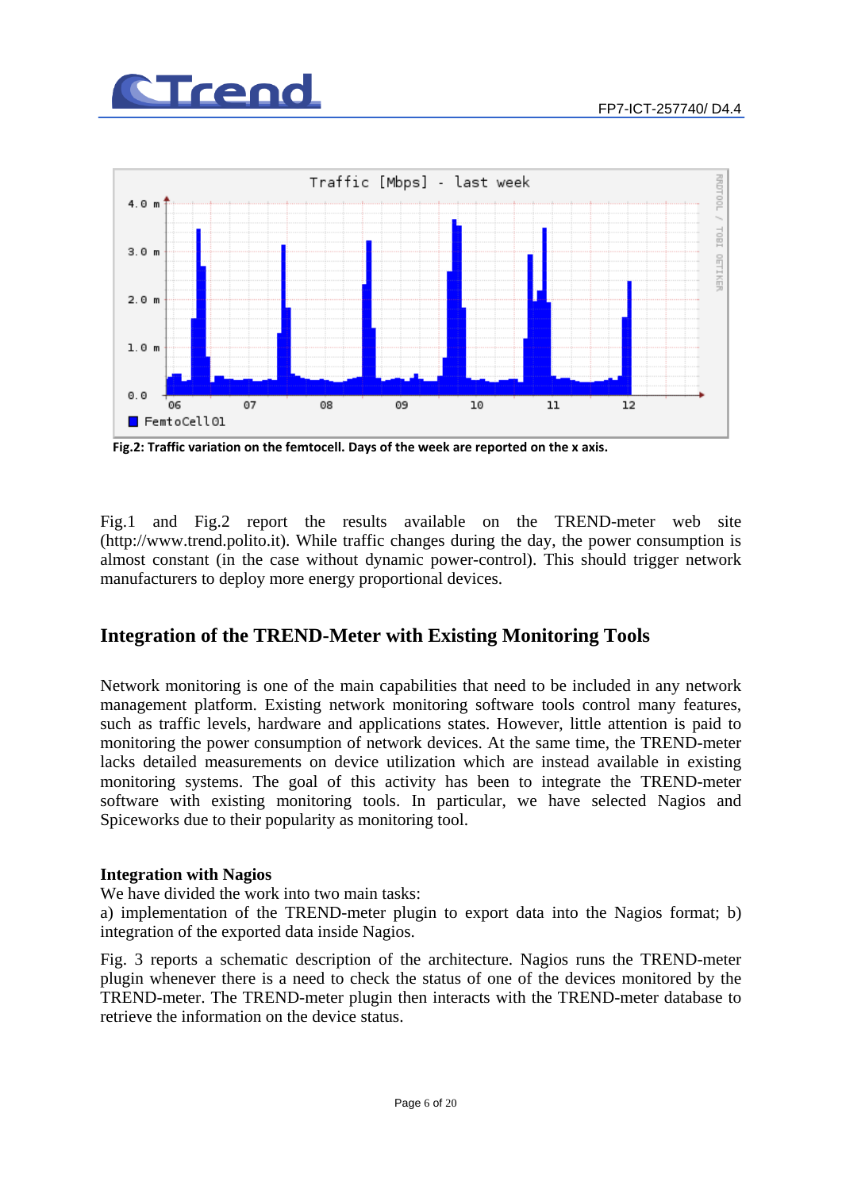Fig.2: Traffic variation on the femtocell. Days of the week are reported on the x axis.

Fig.1 and Fig.2 report the results available on the TREND-meter web site (http://www.trend.polito.it). While traffic changes during the day, the power consumption is almost constant (in the case without dynamic power-control). This should trigger network manufacturers to deploy more energy proportional devices.

## Integration of the TREND-Meter with Existing Monitoring Tools

Network monitoring is one of the main capabilities that need to be included in any network management platform. Existing network monitoring software tools control many features, such as traffic levels, hardware and applications states. However, little attention is paid to monitoring the power consumption of network devices. At the same time, the TREND-meter lacks detailed measurements on device utilization which are instead available in existing monitoring systems. The goal of this activity has been to integrate the TREND-meter software with existing monitoring tools. In particular, we have selected Nagios and Spiceworks due to their popularity as monitoring tool.

### Integration with Nagios

We have divided the work into two main tasks:
a) implementation of the TREND-meter plugin to export data into the Nagios format; b) integration of the exported data inside Nagios.

Fig. 3 reports a schematic description of the architecture. Nagios runs the TREND-meter plugin whenever there is a need to check the status of one of the devices monitored by the TREND-meter. The TREND-meter plugin then interacts with the TREND-meter database to retrieve the information on the device status.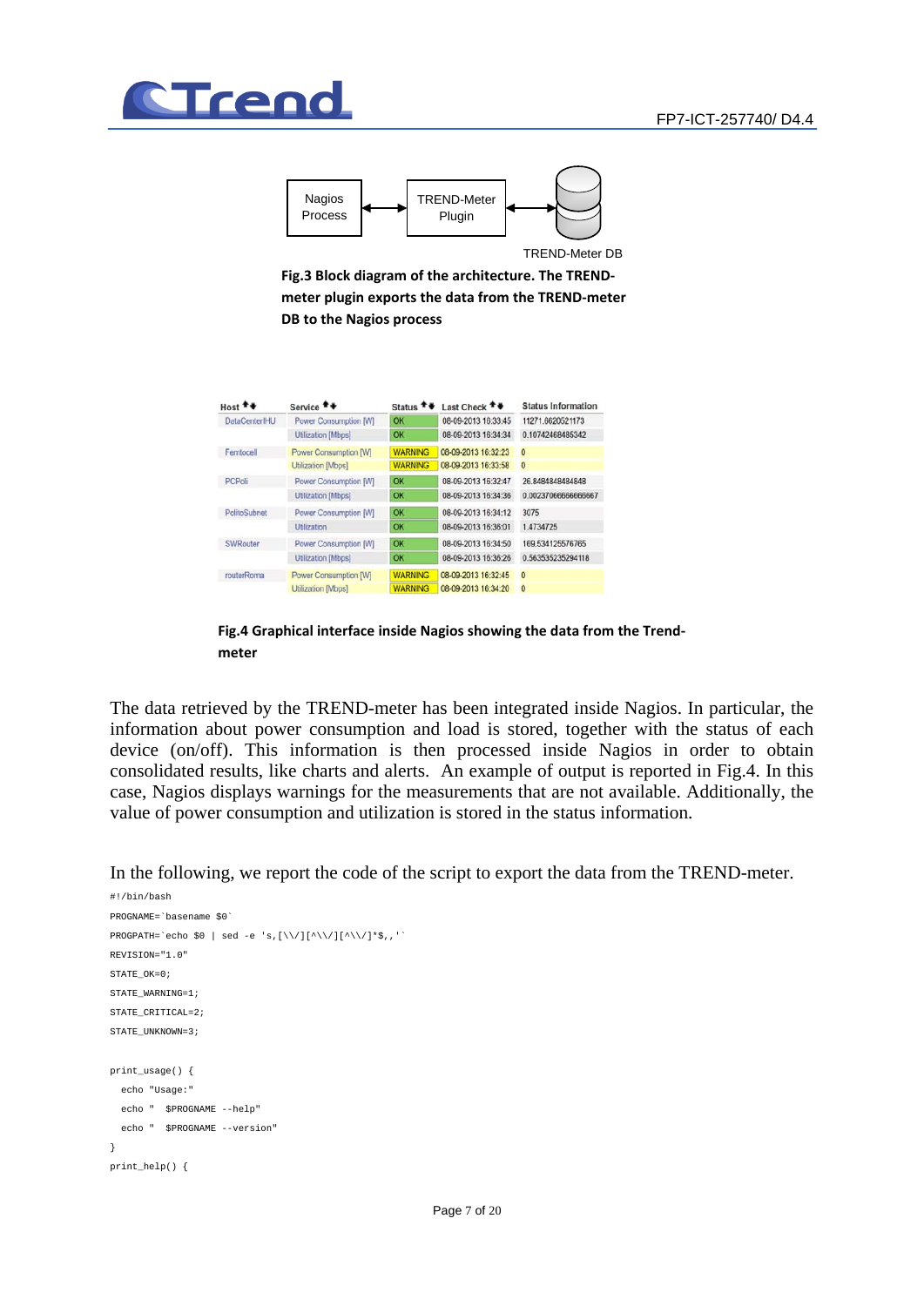Nagios Process ⟷ TREND-Meter Plugin ⟷ TREND-Meter DB

**Fig.3 Block diagram of the architecture. The TREND-meter plugin exports the data from the TREND-meter DB to the Nagios process**

| Host | Service | Status | Last Check | Status Information |
| --- | --- | --- | --- | --- |
| DataCenterIHU | Power Consumption [W] | OK | 08-09-2013 16:33:45 | 11271.8620521173 |
| | Utilization [Mbps] | OK | 08-09-2013 16:34:34 | 0.10742468485342 |
| Femtocell | Power Consumption [W] | WARNING | 08-09-2013 16:32:23 | 0 |
| | Utilization [Mbps] | WARNING | 08-09-2013 16:33:58 | 0 |
| PCPoli | Power Consumption [W] | OK | 08-09-2013 16:32:47 | 26.8484848484848 |
| | Utilization [Mbps] | OK | 08-09-2013 16:34:36 | 0.00237066666666667 |
| PolitoSubnet | Power Consumption [W] | OK | 08-09-2013 16:34:12 | 3075 |
| | Utilization | OK | 08-09-2013 16:36:01 | 1.4734725 |
| SWRouter | Power Consumption [W] | OK | 08-09-2013 16:34:50 | 169.534125576765 |
| | Utilization [Mbps] | OK | 08-09-2013 16:36:26 | 0.563535235294118 |
| routerRoma | Power Consumption [W] | WARNING | 08-09-2013 16:32:45 | 0 |
| | Utilization [Mbps] | WARNING | 08-09-2013 16:34:20 | 0 |

**Fig.4 Graphical interface inside Nagios showing the data from the Trend-meter**

The data retrieved by the TREND-meter has been integrated inside Nagios. In particular, the information about power consumption and load is stored, together with the status of each device (on/off). This information is then processed inside Nagios in order to obtain consolidated results, like charts and alerts. An example of output is reported in Fig.4. In this case, Nagios displays warnings for the measurements that are not available. Additionally, the value of power consumption and utilization is stored in the status information.

In the following, we report the code of the script to export the data from the TREND-meter.

```
#!/bin/bash
PROGNAME=`basename $0`
PROGPATH=`echo $0 | sed -e 's,[\\/][^\\/][^\\/]*$,,'`
REVISION="1.0"
STATE_OK=0;
STATE_WARNING=1;
STATE_CRITICAL=2;
STATE_UNKNOWN=3;

print_usage() {
  echo "Usage:"
  echo "  $PROGNAME --help"
  echo "  $PROGNAME --version"
}
print_help() {
```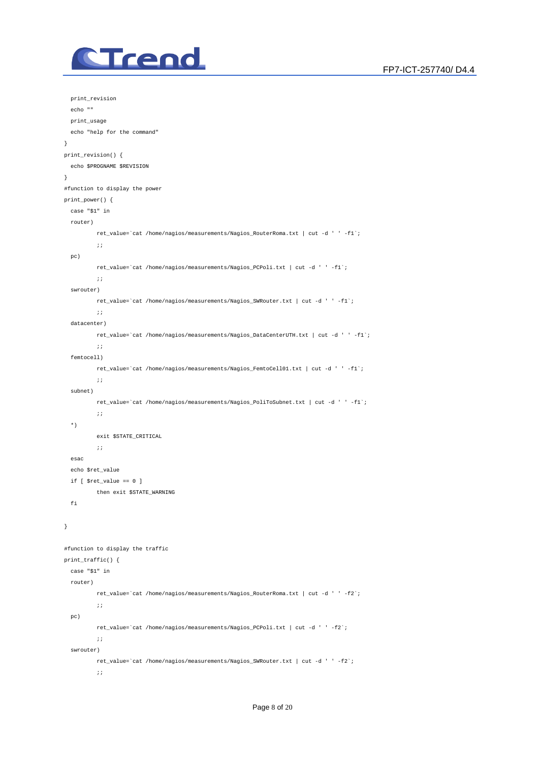```
  print_revision
  echo ""
  print_usage
  echo "help for the command"
}
print_revision() {
  echo $PROGNAME $REVISION
}
#function to display the power
print_power() {
  case "$1" in
  router)
          ret_value=`cat /home/nagios/measurements/Nagios_RouterRoma.txt | cut -d ' ' -f1`;
          ;;
  pc)
          ret_value=`cat /home/nagios/measurements/Nagios_PCPoli.txt | cut -d ' ' -f1`;
          ;;
  swrouter)
          ret_value=`cat /home/nagios/measurements/Nagios_SWRouter.txt | cut -d ' ' -f1`;
          ;;
  datacenter)
          ret_value=`cat /home/nagios/measurements/Nagios_DataCenterUTH.txt | cut -d ' ' -f1`;
          ;;
  femtocell)
          ret_value=`cat /home/nagios/measurements/Nagios_FemtoCell01.txt | cut -d ' ' -f1`;
          ;;
  subnet)
          ret_value=`cat /home/nagios/measurements/Nagios_PoliToSubnet.txt | cut -d ' ' -f1`;
          ;;
  *)
          exit $STATE_CRITICAL
          ;;
  esac
  echo $ret_value
  if [ $ret_value == 0 ]
          then exit $STATE_WARNING
  fi

}

#function to display the traffic
print_traffic() {
  case "$1" in
  router)
          ret_value=`cat /home/nagios/measurements/Nagios_RouterRoma.txt | cut -d ' ' -f2`;
          ;;
  pc)
          ret_value=`cat /home/nagios/measurements/Nagios_PCPoli.txt | cut -d ' ' -f2`;
          ;;
  swrouter)
          ret_value=`cat /home/nagios/measurements/Nagios_SWRouter.txt | cut -d ' ' -f2`;
          ;;
```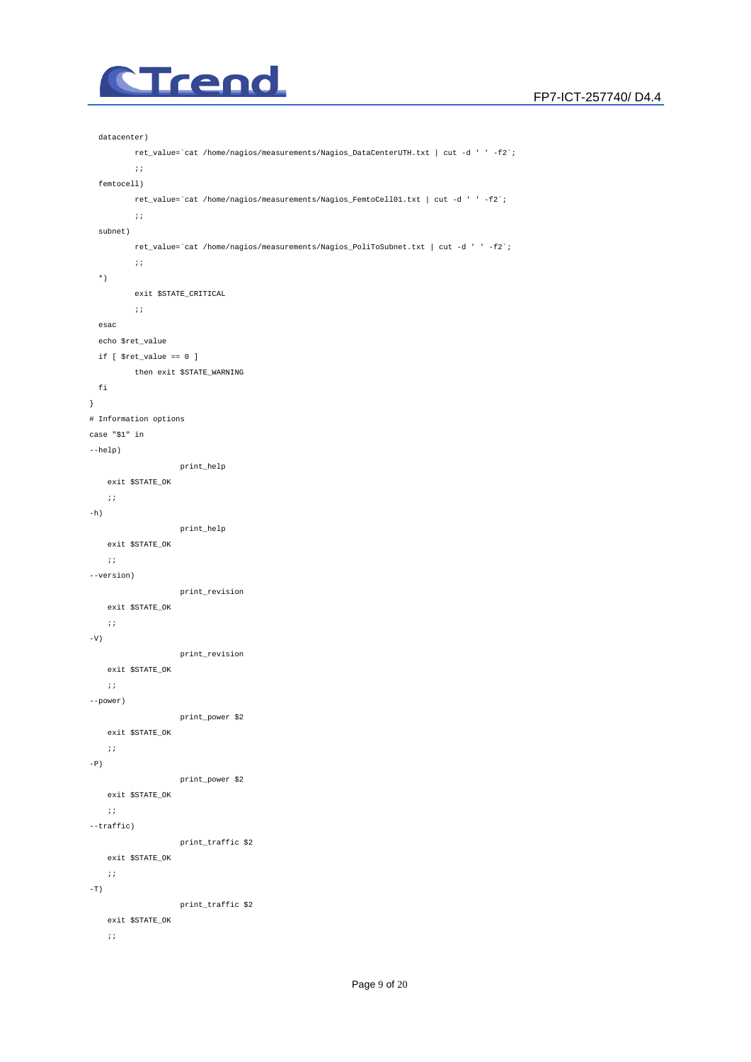```
  datacenter)
          ret_value=`cat /home/nagios/measurements/Nagios_DataCenterUTH.txt | cut -d ' ' -f2`;
          ;;
  femtocell)
          ret_value=`cat /home/nagios/measurements/Nagios_FemtoCell01.txt | cut -d ' ' -f2`;
          ;;
  subnet)
          ret_value=`cat /home/nagios/measurements/Nagios_PoliToSubnet.txt | cut -d ' ' -f2`;
          ;;
  *)
          exit $STATE_CRITICAL
          ;;
  esac
  echo $ret_value
  if [ $ret_value == 0 ]
          then exit $STATE_WARNING
  fi
}
# Information options
case "$1" in
--help)
                    print_help
    exit $STATE_OK
    ;;
-h)
                    print_help
    exit $STATE_OK
    ;;
--version)
                    print_revision
    exit $STATE_OK
    ;;
-V)
                    print_revision
    exit $STATE_OK
    ;;
--power)
                    print_power $2
    exit $STATE_OK
    ;;
-P)
                    print_power $2
    exit $STATE_OK
    ;;
--traffic)
                    print_traffic $2
    exit $STATE_OK
    ;;
-T)
                    print_traffic $2
    exit $STATE_OK
    ;;
```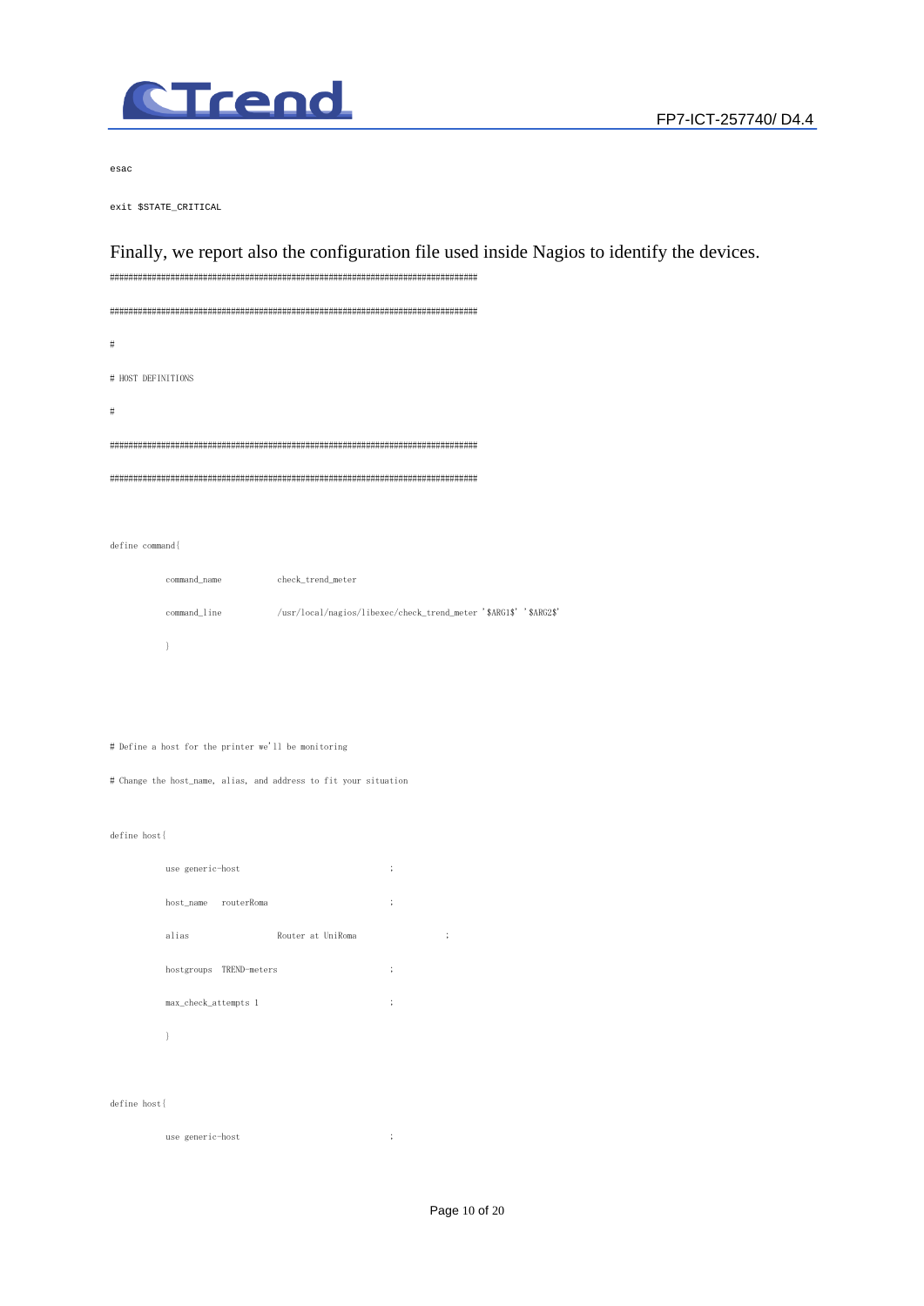```
esac

exit $STATE_CRITICAL
```

Finally, we report also the configuration file used inside Nagios to identify the devices.

```
################################################################################

################################################################################

#

# HOST DEFINITIONS

#

################################################################################

################################################################################


define command{

          command_name          check_trend_meter

          command_line          /usr/local/nagios/libexec/check_trend_meter '$ARG1$' '$ARG2$'

          }



# Define a host for the printer we'll be monitoring

# Change the host_name, alias, and address to fit your situation


define host{

          use generic-host                              ;

          host_name   routerRoma                        ;

          alias                 Router at UniRoma                 ;

          hostgroups   TREND-meters                     ;

          max_check_attempts 1                          ;

          }


define host{

          use generic-host                              ;
```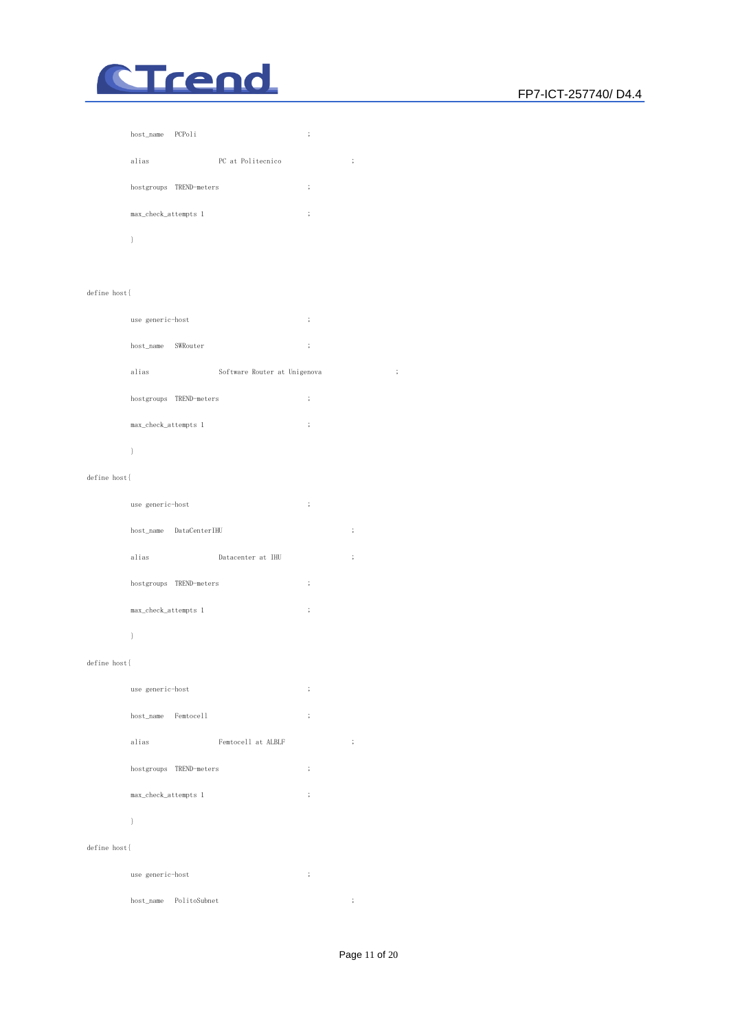```
        host_name   PCPoli                          ;

        alias                PC at Politecnico                ;

        hostgroups  TREND-meters                    ;

        max_check_attempts 1                        ;

        }



define host{

        use generic-host                            ;

        host_name   SWRouter                        ;

        alias                Software Router at Unigenova               ;

        hostgroups  TREND-meters                    ;

        max_check_attempts 1                        ;

        }

define host{

        use generic-host                            ;

        host_name   DataCenterIHU                             ;

        alias                Datacenter at IHU                ;

        hostgroups  TREND-meters                    ;

        max_check_attempts 1                        ;

        }

define host{

        use generic-host                            ;

        host_name   Femtocell                       ;

        alias                Femtocell at ALBLF               ;

        hostgroups  TREND-meters                    ;

        max_check_attempts 1                        ;

        }

define host{

        use generic-host                            ;

        host_name   PolitoSubnet                              ;
```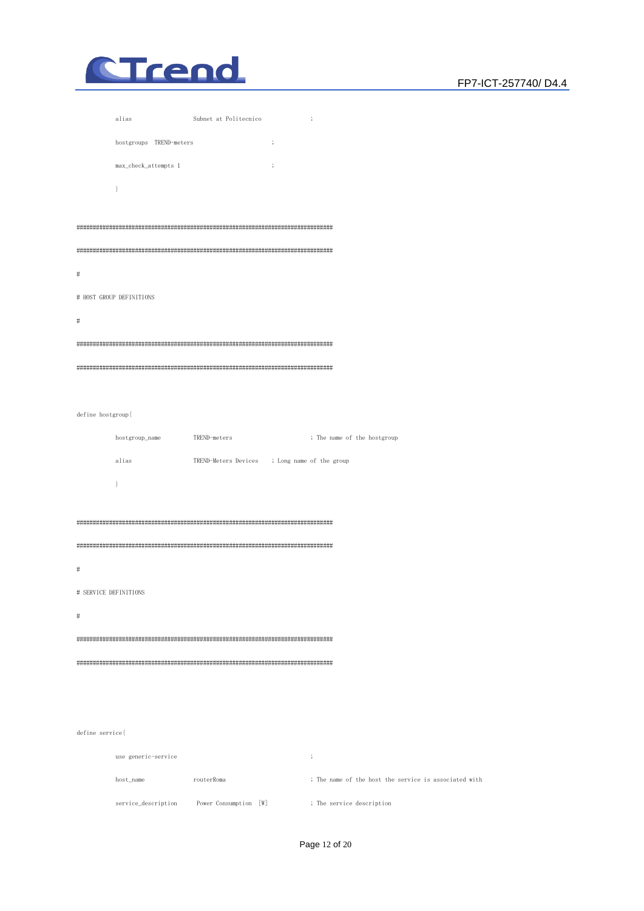```
	alias			Subnet at Politecnico			;
	hostgroups	TREND-meters			;
	max_check_attempts 1			;
	}

###############################################################################
###############################################################################
#
# HOST GROUP DEFINITIONS
#
###############################################################################
###############################################################################

define hostgroup{
	hostgroup_name		TREND-meters			; The name of the hostgroup
	alias			TREND-Meters Devices	; Long name of the group
	}

###############################################################################
###############################################################################
#
# SERVICE DEFINITIONS
#
###############################################################################
###############################################################################


define service{
	use generic-service					;
	host_name		routerRoma			; The name of the host the service is associated with
	service_description	Power Consumption [W]		; The service description
```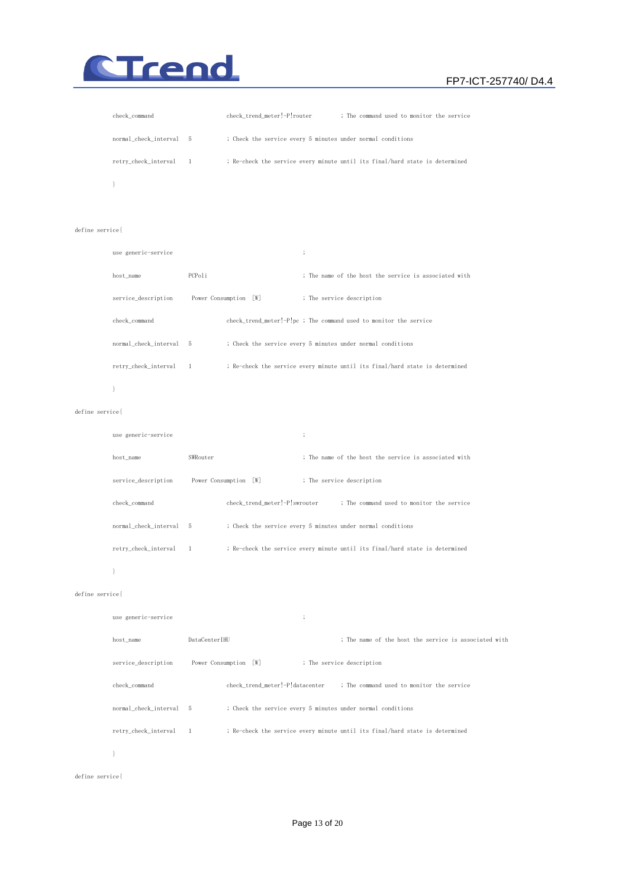```
        check_command                check_trend_meter!-P!router        ; The command used to monitor the service
        normal_check_interval   5          ; Check the service every 5 minutes under normal conditions
        retry_check_interval    1          ; Re-check the service every minute until its final/hard state is determined
        }


define service{
        use generic-service                              ;
        host_name           PCPoli                       ; The name of the host the service is associated with
        service_description    Power Consumption  [W]           ; The service description
        check_command                check_trend_meter!-P!pc ; The command used to monitor the service
        normal_check_interval   5          ; Check the service every 5 minutes under normal conditions
        retry_check_interval    1          ; Re-check the service every minute until its final/hard state is determined
        }
define service{
        use generic-service                              ;
        host_name           SWRouter                     ; The name of the host the service is associated with
        service_description    Power Consumption  [W]           ; The service description
        check_command                check_trend_meter!-P!swrouter      ; The command used to monitor the service
        normal_check_interval   5          ; Check the service every 5 minutes under normal conditions
        retry_check_interval    1          ; Re-check the service every minute until its final/hard state is determined
        }
define service{
        use generic-service                              ;
        host_name           DataCenterIHU                       ; The name of the host the service is associated with
        service_description    Power Consumption  [W]           ; The service description
        check_command                check_trend_meter!-P!datacenter    ; The command used to monitor the service
        normal_check_interval   5          ; Check the service every 5 minutes under normal conditions
        retry_check_interval    1          ; Re-check the service every minute until its final/hard state is determined
        }
define service{
```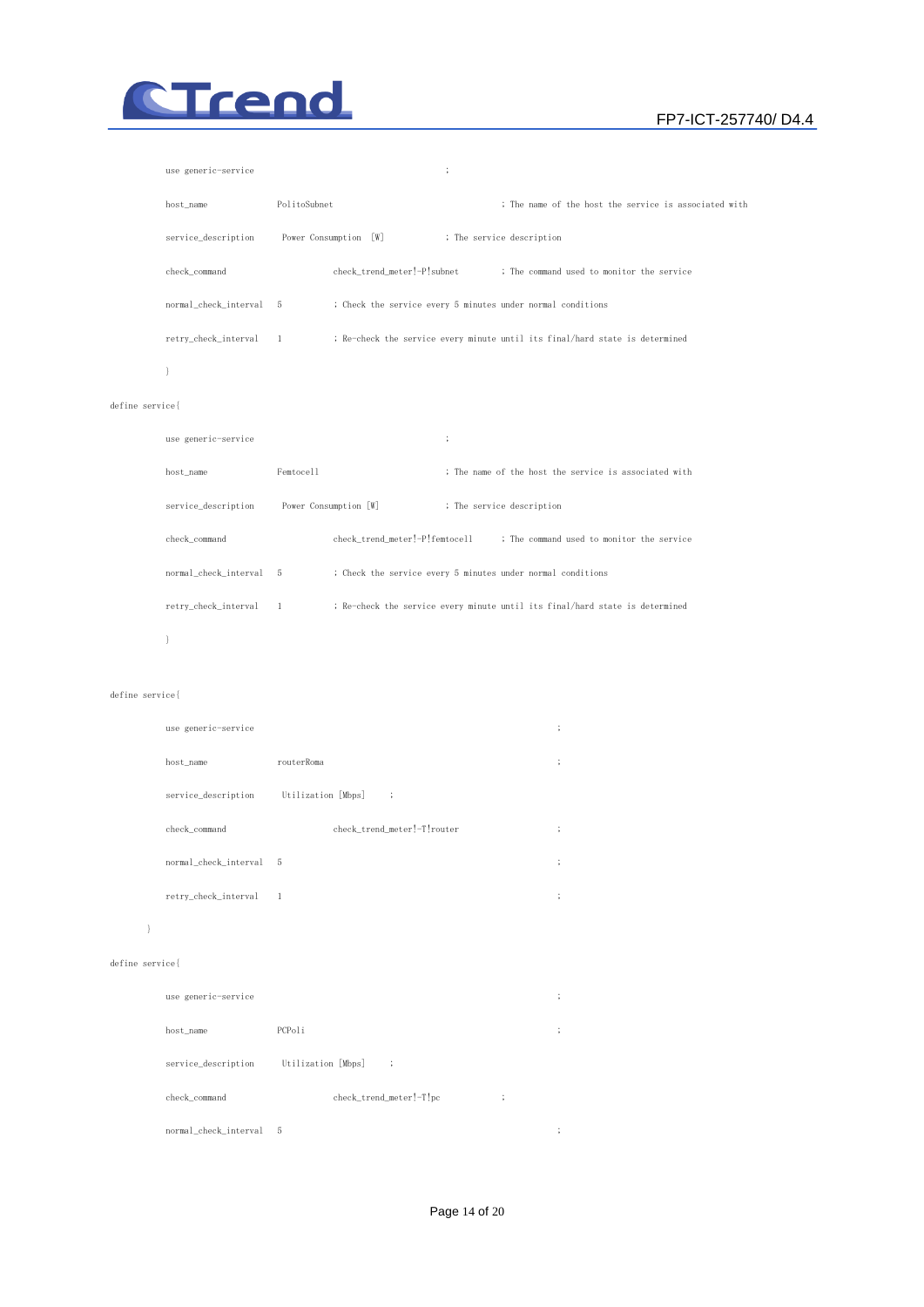```
        use generic-service                         ;
        host_name           PolitoSubnet                      ; The name of the host the service is associated with
        service_description     Power Consumption  [W]         ; The service description
        check_command               check_trend_meter!-P!subnet       ; The command used to monitor the service
        normal_check_interval   5         ; Check the service every 5 minutes under normal conditions
        retry_check_interval    1         ; Re-check the service every minute until its final/hard state is determined
        }
define service{
        use generic-service                         ;
        host_name           Femtocell                 ; The name of the host the service is associated with
        service_description     Power Consumption [W]          ; The service description
        check_command               check_trend_meter!-P!femtocell    ; The command used to monitor the service
        normal_check_interval   5         ; Check the service every 5 minutes under normal conditions
        retry_check_interval    1         ; Re-check the service every minute until its final/hard state is determined
        }

define service{
        use generic-service                                                     ;
        host_name           routerRoma                                          ;
        service_description     Utilization [Mbps]    ;
        check_command               check_trend_meter!-T!router                 ;
        normal_check_interval   5                                               ;
        retry_check_interval    1                                               ;
      }
define service{
        use generic-service                                                     ;
        host_name           PCPoli                                              ;
        service_description     Utilization [Mbps]    ;
        check_command               check_trend_meter!-T!pc         ;
        normal_check_interval   5                                               ;
```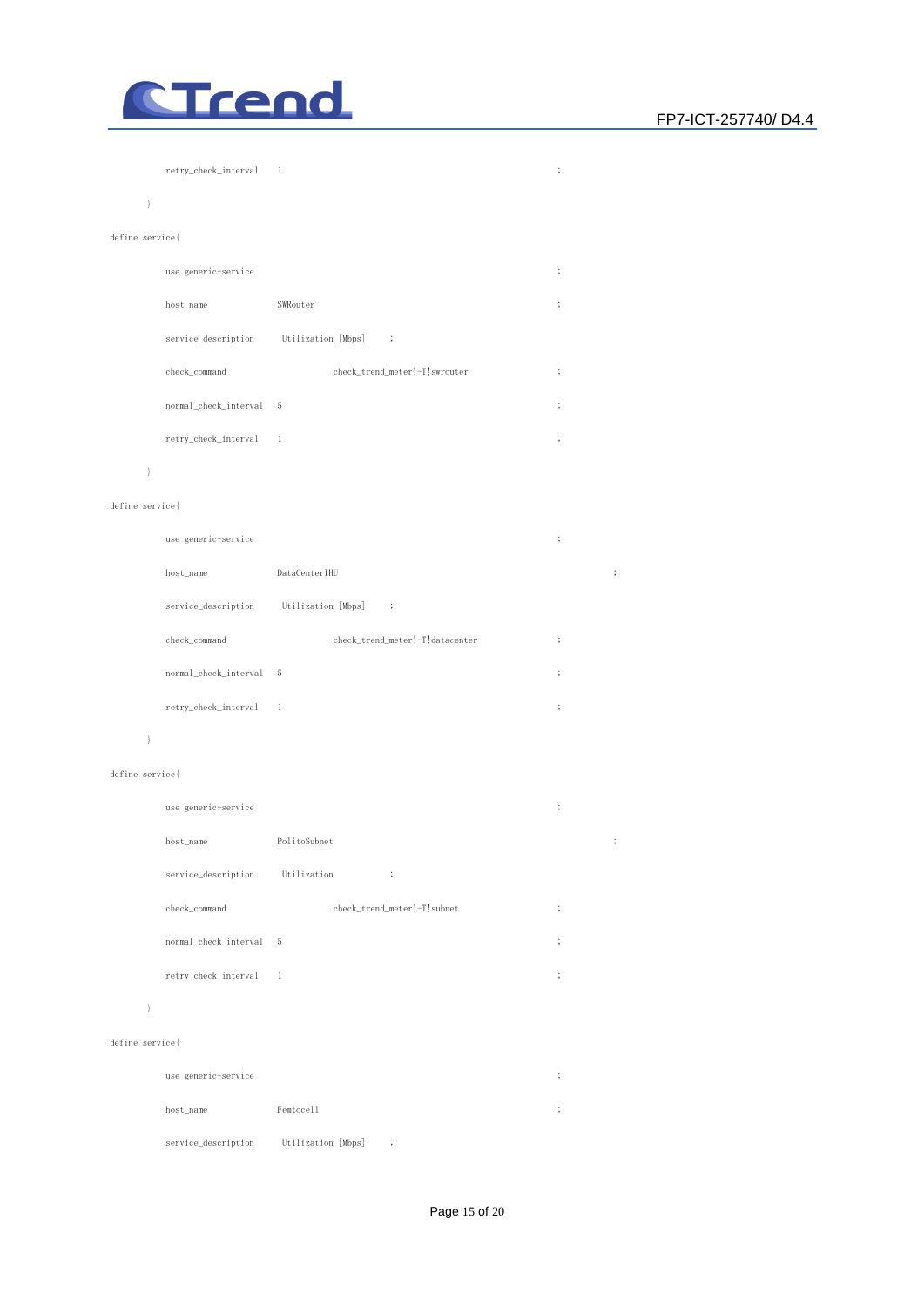```
        retry_check_interval    1                                       ;

    }

define service{

        use generic-service                                             ;

        host_name               SWRouter                                ;

        service_description     Utilization [Mbps]      ;

        check_command                   check_trend_meter!-T!swrouter   ;

        normal_check_interval   5                                       ;

        retry_check_interval    1                                       ;

    }

define service{

        use generic-service                                             ;

        host_name               DataCenterIHU                                           ;

        service_description     Utilization [Mbps]      ;

        check_command                   check_trend_meter!-T!datacenter ;

        normal_check_interval   5                                       ;

        retry_check_interval    1                                       ;

    }

define service{

        use generic-service                                             ;

        host_name               PolitoSubnet                                            ;

        service_description     Utilization             ;

        check_command                   check_trend_meter!-T!subnet     ;

        normal_check_interval   5                                       ;

        retry_check_interval    1                                       ;

    }

define service{

        use generic-service                                             ;

        host_name               Femtocell                               ;

        service_description     Utilization [Mbps]      ;
```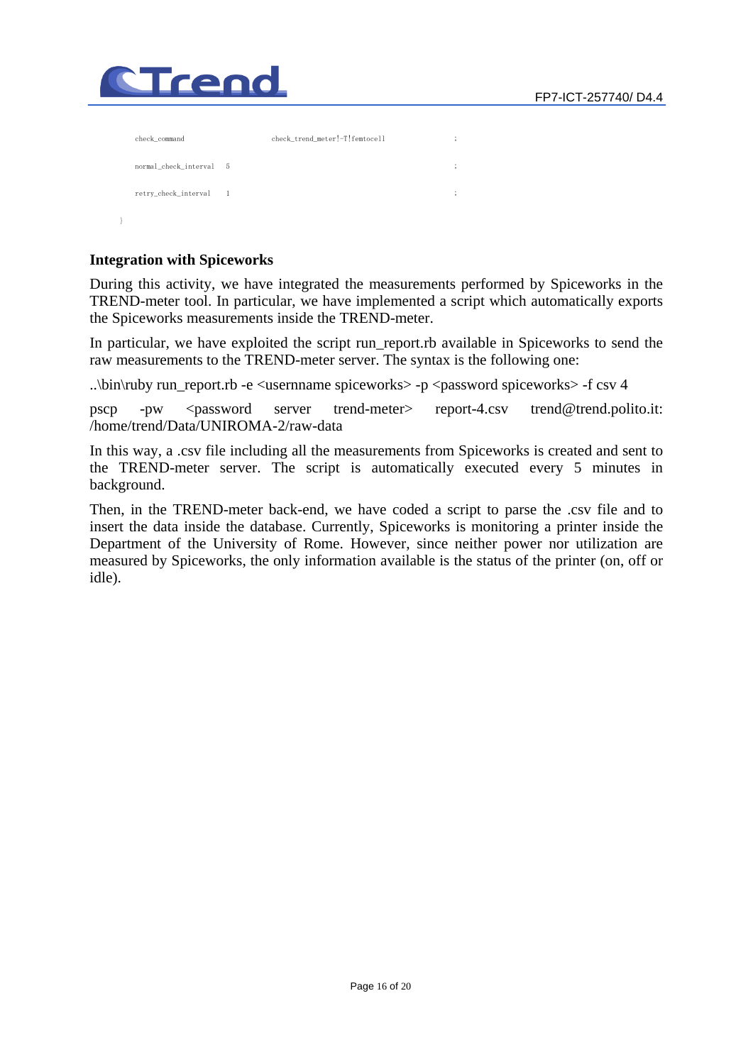```
check_command                check_trend_meter!-T!femtocell          ;
normal_check_interval   5                                            ;
retry_check_interval    1                                            ;
}
```

**Integration with Spiceworks**

During this activity, we have integrated the measurements performed by Spiceworks in the TREND-meter tool. In particular, we have implemented a script which automatically exports the Spiceworks measurements inside the TREND-meter.

In particular, we have exploited the script run_report.rb available in Spiceworks to send the raw measurements to the TREND-meter server. The syntax is the following one:

..\bin\ruby run_report.rb -e <usernname spiceworks> -p <password spiceworks> -f csv 4

pscp -pw <password server trend-meter> report-4.csv trend@trend.polito.it:/home/trend/Data/UNIROMA-2/raw-data

In this way, a .csv file including all the measurements from Spiceworks is created and sent to the TREND-meter server. The script is automatically executed every 5 minutes in background.

Then, in the TREND-meter back-end, we have coded a script to parse the .csv file and to insert the data inside the database. Currently, Spiceworks is monitoring a printer inside the Department of the University of Rome. However, since neither power nor utilization are measured by Spiceworks, the only information available is the status of the printer (on, off or idle).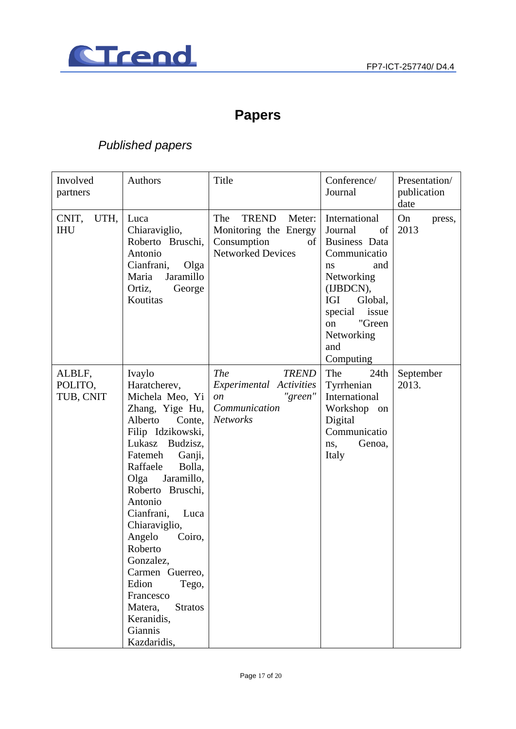# Papers

## *Published papers*

| Involved partners | Authors | Title | Conference/ Journal | Presentation/ publication date |
|---|---|---|---|---|
| CNIT, UTH, IHU | Luca Chiaraviglio, Roberto Bruschi, Antonio Cianfrani, Olga Maria Jaramillo Ortiz, George Koutitas | The TREND Meter: Monitoring the Energy Consumption of Networked Devices | International Journal of Business Data Communications and Networking (IJBDCN), IGI Global, special issue on "Green Networking and Computing | On press, 2013 |
| ALBLF, POLITO, TUB, CNIT | Ivaylo Haratcherev, Michela Meo, Yi Zhang, Yige Hu, Alberto Conte, Filip Idzikowski, Lukasz Budzisz, Fatemeh Ganji, Raffaele Bolla, Olga Jaramillo, Roberto Bruschi, Antonio Cianfrani, Luca Chiaraviglio, Angelo Coiro, Roberto Gonzalez, Carmen Guerreo, Edion Tego, Francesco Matera, Stratos Keranidis, Giannis Kazdaridis, | *The TREND Experimental Activities on "green" Communication Networks* | The 24th Tyrrhenian International Workshop on Digital Communications, Genoa, Italy | September 2013. |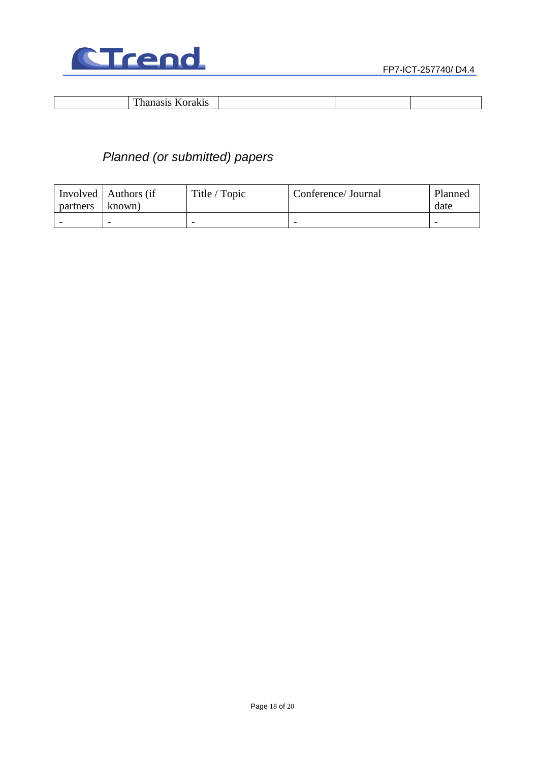|  | Thanasis Korakis |  |  |  |
|---|---|---|---|---|

## *Planned (or submitted) papers*

| Involved partners | Authors (if known) | Title / Topic | Conference/ Journal | Planned date |
|---|---|---|---|---|
| - | - | - | - | - |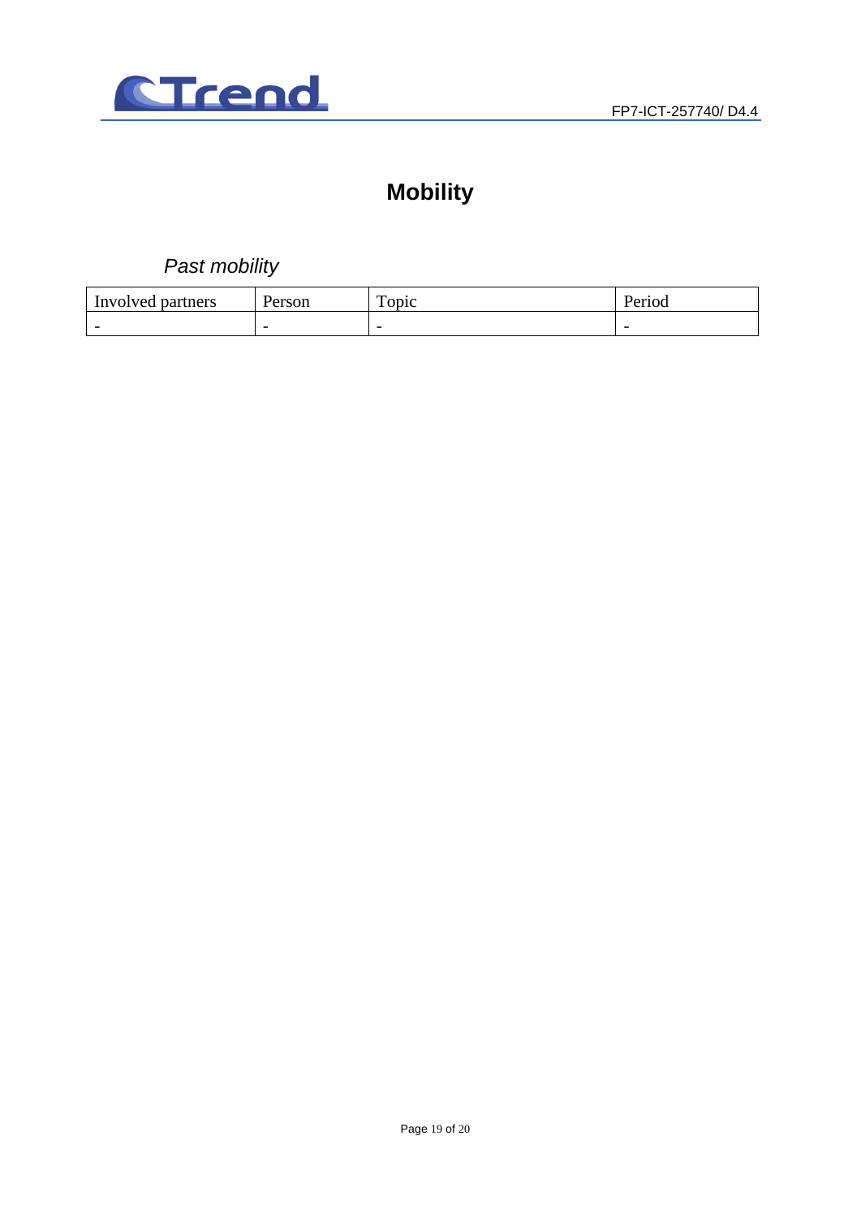# Mobility

## *Past mobility*

| Involved partners | Person | Topic | Period |
|---|---|---|---|
| - | - | - | - |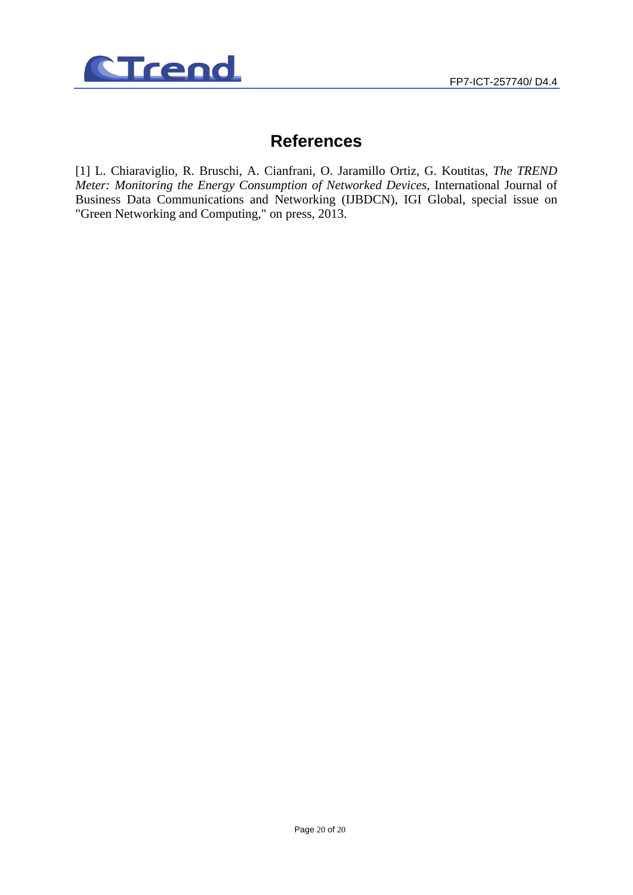# References

[1] L. Chiaraviglio, R. Bruschi, A. Cianfrani, O. Jaramillo Ortiz, G. Koutitas, *The TREND Meter: Monitoring the Energy Consumption of Networked Devices*, International Journal of Business Data Communications and Networking (IJBDCN), IGI Global, special issue on "Green Networking and Computing," on press, 2013.